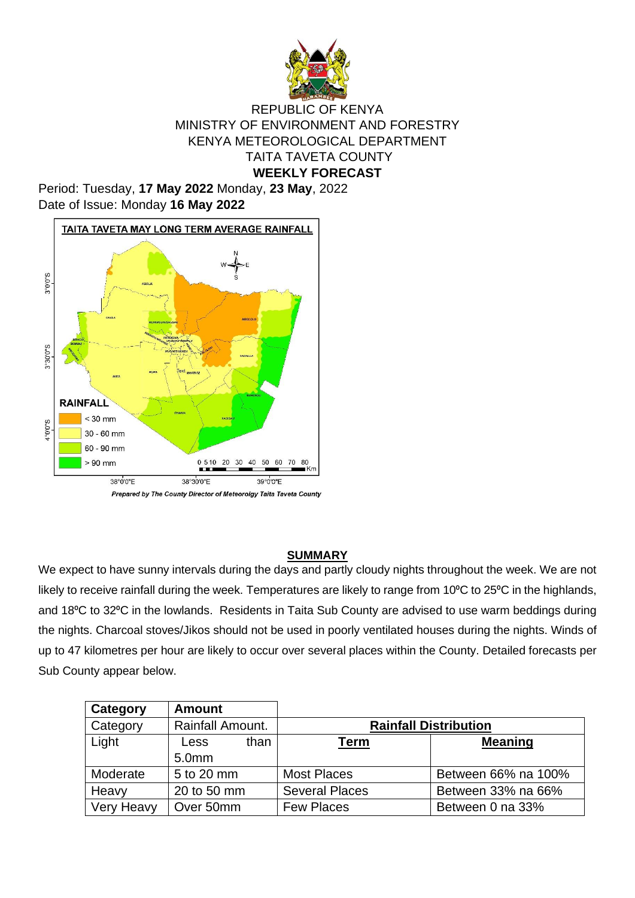REPUBLIC OF KENYA
MINISTRY OF ENVIRONMENT AND FORESTRY
KENYA METEOROLOGICAL DEPARTMENT
TAITA TAVETA COUNTY

**WEEKLY FORECAST**

Period: Tuesday, **17 May 2022** Monday, **23 May**, 2022
Date of Issue: Monday **16 May 2022**

TAITA TAVETA MAY LONG TERM AVERAGE RAINFALL

RAINFALL
- < 30 mm
- 30 - 60 mm
- 60 - 90 mm
- > 90 mm

*Prepared by The County Director of Meteorolgy Taita Taveta County*

## SUMMARY

We expect to have sunny intervals during the days and partly cloudy nights throughout the week. We are not likely to receive rainfall during the week. Temperatures are likely to range from 10ºC to 25ºC in the highlands, and 18ºC to 32ºC in the lowlands. Residents in Taita Sub County are advised to use warm beddings during the nights. Charcoal stoves/Jikos should not be used in poorly ventilated houses during the nights. Winds of up to 47 kilometres per hour are likely to occur over several places within the County. Detailed forecasts per Sub County appear below.

| **Category** | **Amount** | | |
|---|---|---|---|
| Category | Rainfall Amount. | **Rainfall Distribution** | |
| Light | Less than 5.0mm | **Term** | **Meaning** |
| Moderate | 5 to 20 mm | Most Places | Between 66% na 100% |
| Heavy | 20 to 50 mm | Several Places | Between 33% na 66% |
| Very Heavy | Over 50mm | Few Places | Between 0 na 33% |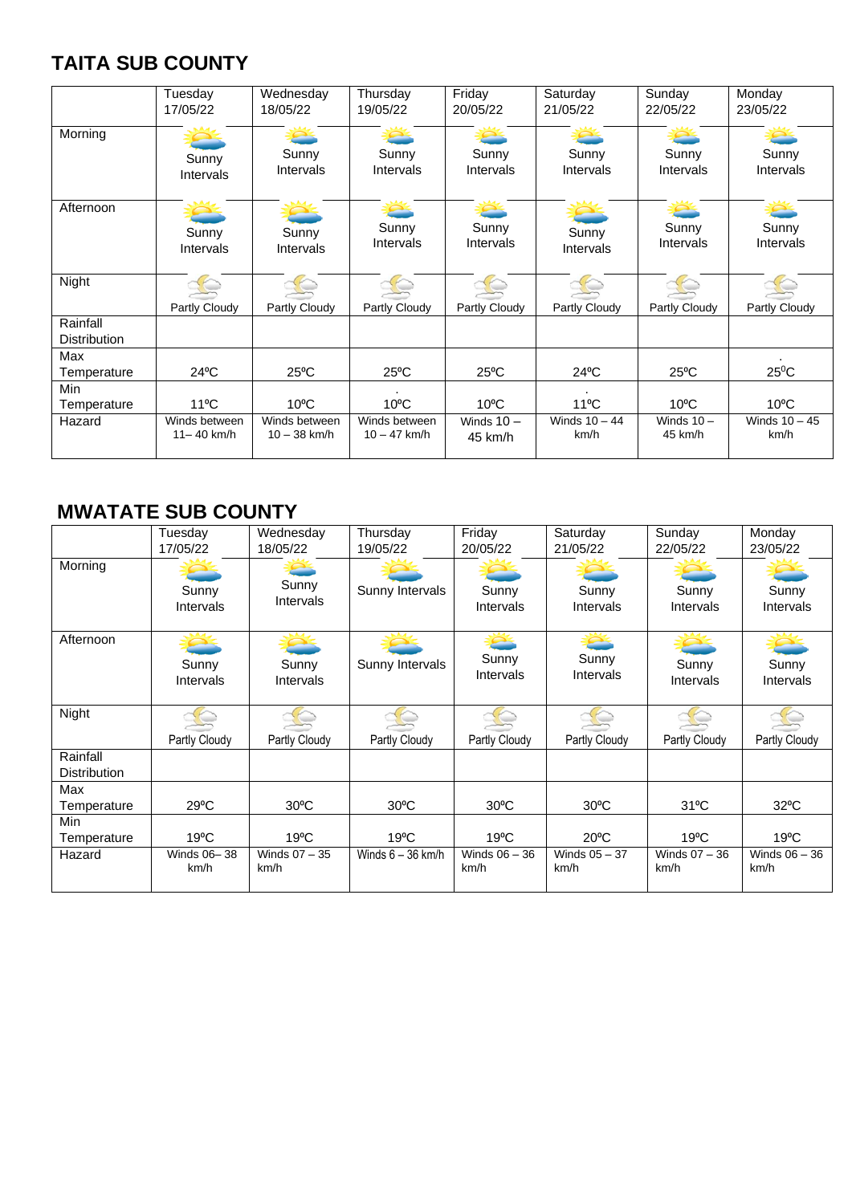## TAITA SUB COUNTY

| | Tuesday 17/05/22 | Wednesday 18/05/22 | Thursday 19/05/22 | Friday 20/05/22 | Saturday 21/05/22 | Sunday 22/05/22 | Monday 23/05/22 |
|---|---|---|---|---|---|---|---|
| Morning | Sunny Intervals | Sunny Intervals | Sunny Intervals | Sunny Intervals | Sunny Intervals | Sunny Intervals | Sunny Intervals |
| Afternoon | Sunny Intervals | Sunny Intervals | Sunny Intervals | Sunny Intervals | Sunny Intervals | Sunny Intervals | Sunny Intervals |
| Night | Partly Cloudy | Partly Cloudy | Partly Cloudy | Partly Cloudy | Partly Cloudy | Partly Cloudy | Partly Cloudy |
| Rainfall Distribution | | | | | | | |
| Max Temperature | 24ºC | 25ºC | 25ºC | 25ºC | 24ºC | 25ºC | 25ºC |
| Min Temperature | 11ºC | 10ºC | 10ºC | 10ºC | 11ºC | 10ºC | 10ºC |
| Hazard | Winds between 11– 40 km/h | Winds between 10 – 38 km/h | Winds between 10 – 47 km/h | Winds 10 – 45 km/h | Winds 10 – 44 km/h | Winds 10 – 45 km/h | Winds 10 – 45 km/h |

## MWATATE SUB COUNTY

| | Tuesday 17/05/22 | Wednesday 18/05/22 | Thursday 19/05/22 | Friday 20/05/22 | Saturday 21/05/22 | Sunday 22/05/22 | Monday 23/05/22 |
|---|---|---|---|---|---|---|---|
| Morning | Sunny Intervals | Sunny Intervals | Sunny Intervals | Sunny Intervals | Sunny Intervals | Sunny Intervals | Sunny Intervals |
| Afternoon | Sunny Intervals | Sunny Intervals | Sunny Intervals | Sunny Intervals | Sunny Intervals | Sunny Intervals | Sunny Intervals |
| Night | Partly Cloudy | Partly Cloudy | Partly Cloudy | Partly Cloudy | Partly Cloudy | Partly Cloudy | Partly Cloudy |
| Rainfall Distribution | | | | | | | |
| Max Temperature | 29ºC | 30ºC | 30ºC | 30ºC | 30ºC | 31ºC | 32ºC |
| Min Temperature | 19ºC | 19ºC | 19ºC | 19ºC | 20ºC | 19ºC | 19ºC |
| Hazard | Winds 06– 38 km/h | Winds 07 – 35 km/h | Winds 6 – 36 km/h | Winds 06 – 36 km/h | Winds 05 – 37 km/h | Winds 07 – 36 km/h | Winds 06 – 36 km/h |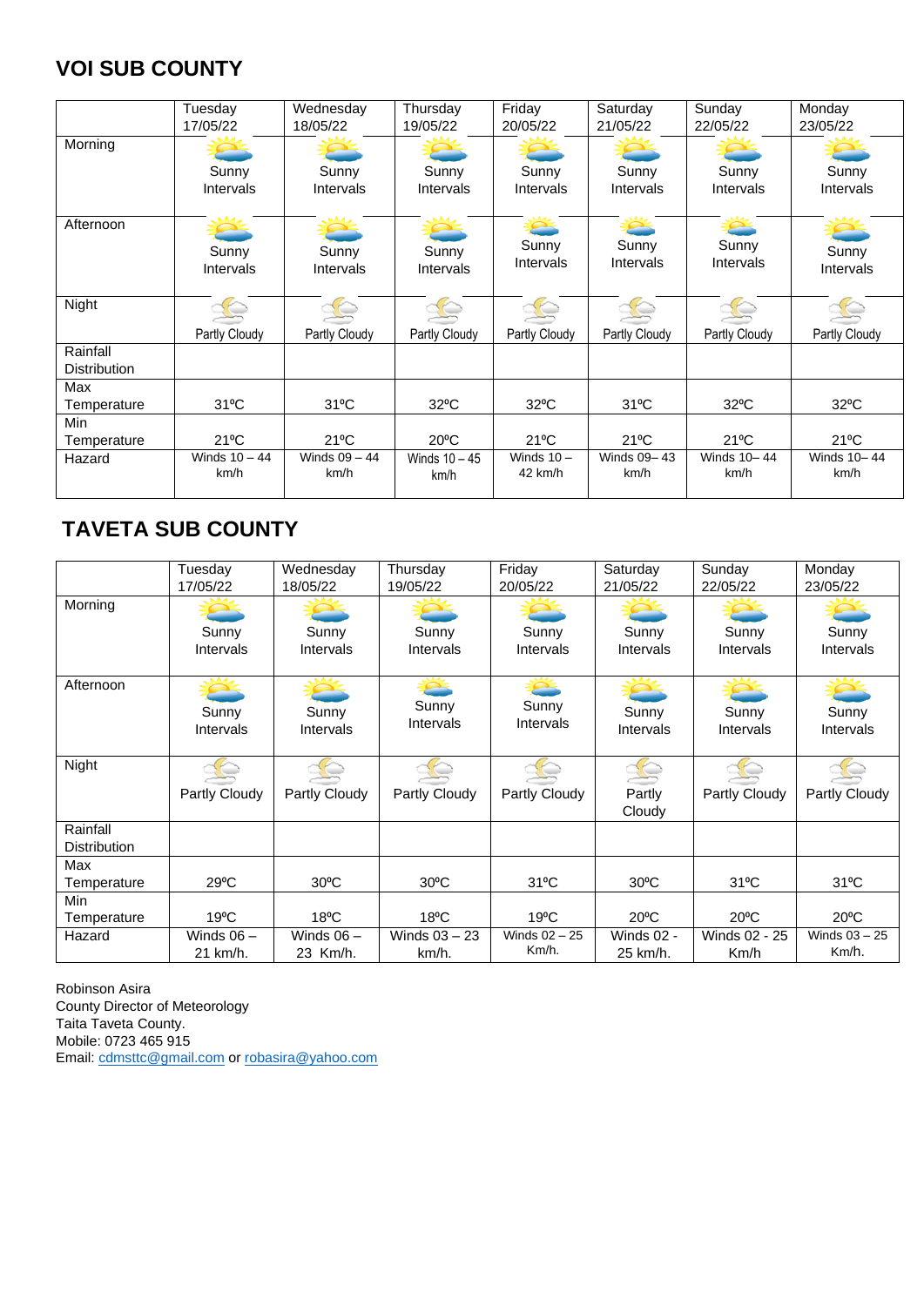## VOI SUB COUNTY

| | Tuesday 17/05/22 | Wednesday 18/05/22 | Thursday 19/05/22 | Friday 20/05/22 | Saturday 21/05/22 | Sunday 22/05/22 | Monday 23/05/22 |
|---|---|---|---|---|---|---|---|
| Morning | Sunny Intervals | Sunny Intervals | Sunny Intervals | Sunny Intervals | Sunny Intervals | Sunny Intervals | Sunny Intervals |
| Afternoon | Sunny Intervals | Sunny Intervals | Sunny Intervals | Sunny Intervals | Sunny Intervals | Sunny Intervals | Sunny Intervals |
| Night | Partly Cloudy | Partly Cloudy | Partly Cloudy | Partly Cloudy | Partly Cloudy | Partly Cloudy | Partly Cloudy |
| Rainfall Distribution | | | | | | | |
| Max Temperature | 31ºC | 31ºC | 32ºC | 32ºC | 31ºC | 32ºC | 32ºC |
| Min Temperature | 21ºC | 21ºC | 20ºC | 21ºC | 21ºC | 21ºC | 21ºC |
| Hazard | Winds 10 – 44 km/h | Winds 09 – 44 km/h | Winds 10 – 45 km/h | Winds 10 – 42 km/h | Winds 09– 43 km/h | Winds 10– 44 km/h | Winds 10– 44 km/h |

## TAVETA SUB COUNTY

| | Tuesday 17/05/22 | Wednesday 18/05/22 | Thursday 19/05/22 | Friday 20/05/22 | Saturday 21/05/22 | Sunday 22/05/22 | Monday 23/05/22 |
|---|---|---|---|---|---|---|---|
| Morning | Sunny Intervals | Sunny Intervals | Sunny Intervals | Sunny Intervals | Sunny Intervals | Sunny Intervals | Sunny Intervals |
| Afternoon | Sunny Intervals | Sunny Intervals | Sunny Intervals | Sunny Intervals | Sunny Intervals | Sunny Intervals | Sunny Intervals |
| Night | Partly Cloudy | Partly Cloudy | Partly Cloudy | Partly Cloudy | Partly Cloudy | Partly Cloudy | Partly Cloudy |
| Rainfall Distribution | | | | | | | |
| Max Temperature | 29ºC | 30ºC | 30ºC | 31ºC | 30ºC | 31ºC | 31ºC |
| Min Temperature | 19ºC | 18ºC | 18ºC | 19ºC | 20ºC | 20ºC | 20ºC |
| Hazard | Winds 06 – 21 km/h. | Winds 06 – 23 Km/h. | Winds 03 – 23 km/h. | Winds 02 – 25 Km/h. | Winds 02 - 25 km/h. | Winds 02 - 25 Km/h | Winds 03 – 25 Km/h. |

Robinson Asira
County Director of Meteorology
Taita Taveta County.
Mobile: 0723 465 915
Email: cdmsttc@gmail.com or robasira@yahoo.com